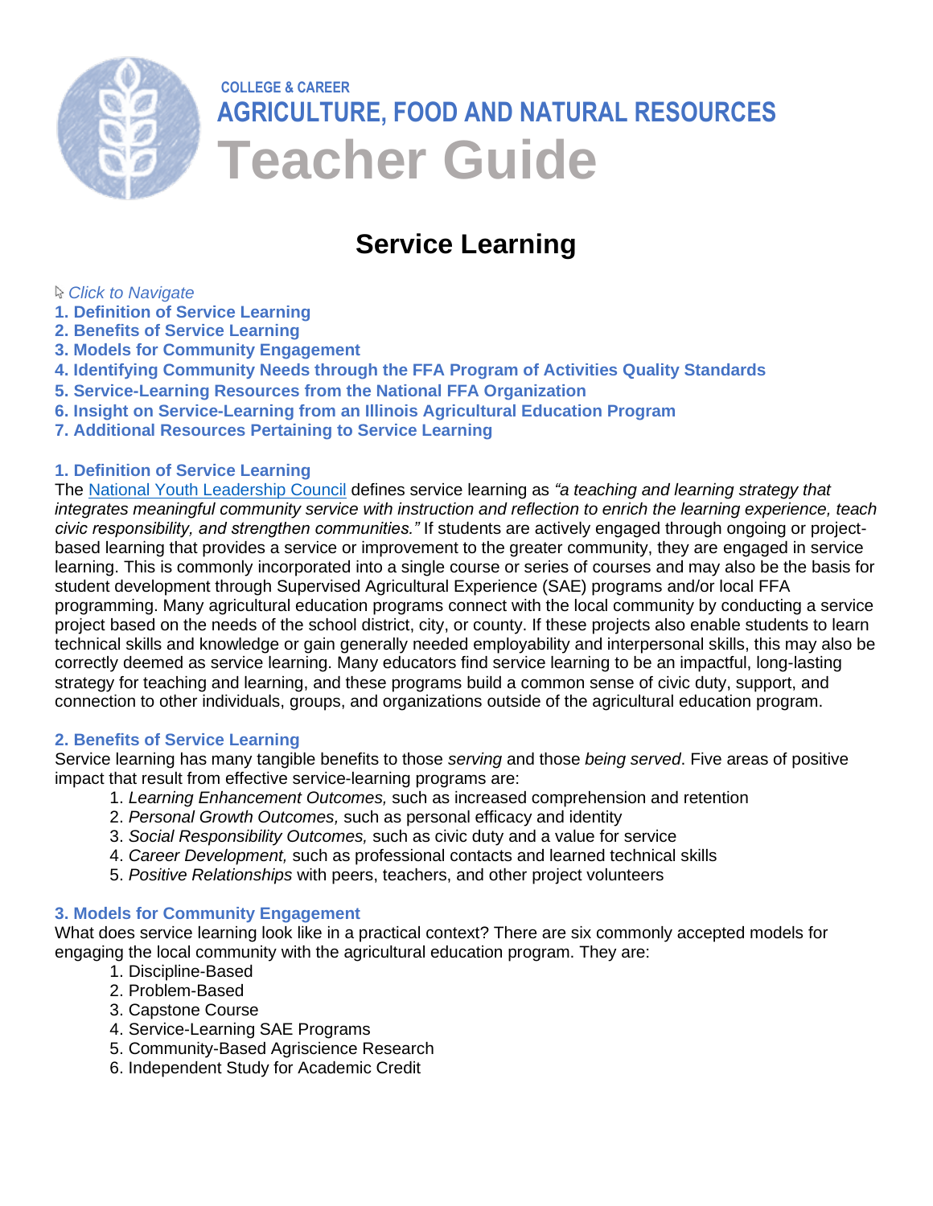COLLEGE & CAREER

**AGRICULTURE, FOOD AND NATURAL RESOURCES**

# Teacher Guide

## Service Learning

*Click to Navigate*

1. Definition of Service Learning
2. Benefits of Service Learning
3. Models for Community Engagement
4. Identifying Community Needs through the FFA Program of Activities Quality Standards
5. Service-Learning Resources from the National FFA Organization
6. Insight on Service-Learning from an Illinois Agricultural Education Program
7. Additional Resources Pertaining to Service Learning

### 1. Definition of Service Learning

The National Youth Leadership Council defines service learning as *"a teaching and learning strategy that integrates meaningful community service with instruction and reflection to enrich the learning experience, teach civic responsibility, and strengthen communities."* If students are actively engaged through ongoing or project-based learning that provides a service or improvement to the greater community, they are engaged in service learning. This is commonly incorporated into a single course or series of courses and may also be the basis for student development through Supervised Agricultural Experience (SAE) programs and/or local FFA programming. Many agricultural education programs connect with the local community by conducting a service project based on the needs of the school district, city, or county. If these projects also enable students to learn technical skills and knowledge or gain generally needed employability and interpersonal skills, this may also be correctly deemed as service learning. Many educators find service learning to be an impactful, long-lasting strategy for teaching and learning, and these programs build a common sense of civic duty, support, and connection to other individuals, groups, and organizations outside of the agricultural education program.

### 2. Benefits of Service Learning

Service learning has many tangible benefits to those *serving* and those *being served*. Five areas of positive impact that result from effective service-learning programs are:

1. *Learning Enhancement Outcomes,* such as increased comprehension and retention
2. *Personal Growth Outcomes,* such as personal efficacy and identity
3. *Social Responsibility Outcomes,* such as civic duty and a value for service
4. *Career Development,* such as professional contacts and learned technical skills
5. *Positive Relationships* with peers, teachers, and other project volunteers

### 3. Models for Community Engagement

What does service learning look like in a practical context? There are six commonly accepted models for engaging the local community with the agricultural education program. They are:

1. Discipline-Based
2. Problem-Based
3. Capstone Course
4. Service-Learning SAE Programs
5. Community-Based Agriscience Research
6. Independent Study for Academic Credit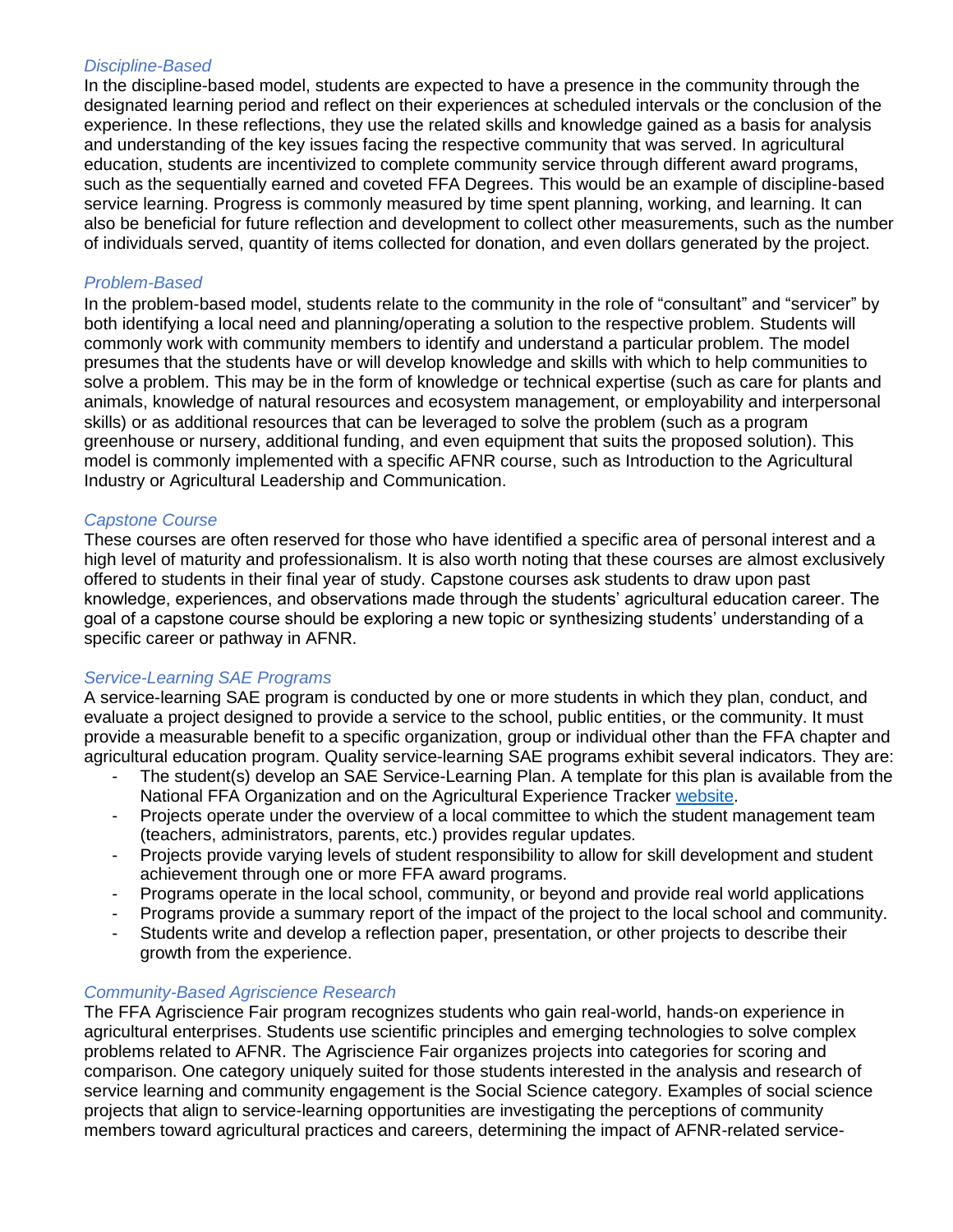### *Discipline-Based*

In the discipline-based model, students are expected to have a presence in the community through the designated learning period and reflect on their experiences at scheduled intervals or the conclusion of the experience. In these reflections, they use the related skills and knowledge gained as a basis for analysis and understanding of the key issues facing the respective community that was served. In agricultural education, students are incentivized to complete community service through different award programs, such as the sequentially earned and coveted FFA Degrees. This would be an example of discipline-based service learning. Progress is commonly measured by time spent planning, working, and learning. It can also be beneficial for future reflection and development to collect other measurements, such as the number of individuals served, quantity of items collected for donation, and even dollars generated by the project.

### *Problem-Based*

In the problem-based model, students relate to the community in the role of "consultant" and "servicer" by both identifying a local need and planning/operating a solution to the respective problem. Students will commonly work with community members to identify and understand a particular problem. The model presumes that the students have or will develop knowledge and skills with which to help communities to solve a problem. This may be in the form of knowledge or technical expertise (such as care for plants and animals, knowledge of natural resources and ecosystem management, or employability and interpersonal skills) or as additional resources that can be leveraged to solve the problem (such as a program greenhouse or nursery, additional funding, and even equipment that suits the proposed solution). This model is commonly implemented with a specific AFNR course, such as Introduction to the Agricultural Industry or Agricultural Leadership and Communication.

### *Capstone Course*

These courses are often reserved for those who have identified a specific area of personal interest and a high level of maturity and professionalism. It is also worth noting that these courses are almost exclusively offered to students in their final year of study. Capstone courses ask students to draw upon past knowledge, experiences, and observations made through the students' agricultural education career. The goal of a capstone course should be exploring a new topic or synthesizing students' understanding of a specific career or pathway in AFNR.

### *Service-Learning SAE Programs*

A service-learning SAE program is conducted by one or more students in which they plan, conduct, and evaluate a project designed to provide a service to the school, public entities, or the community. It must provide a measurable benefit to a specific organization, group or individual other than the FFA chapter and agricultural education program. Quality service-learning SAE programs exhibit several indicators. They are:

- The student(s) develop an SAE Service-Learning Plan. A template for this plan is available from the National FFA Organization and on the Agricultural Experience Tracker website.
- Projects operate under the overview of a local committee to which the student management team (teachers, administrators, parents, etc.) provides regular updates.
- Projects provide varying levels of student responsibility to allow for skill development and student achievement through one or more FFA award programs.
- Programs operate in the local school, community, or beyond and provide real world applications
- Programs provide a summary report of the impact of the project to the local school and community.
- Students write and develop a reflection paper, presentation, or other projects to describe their growth from the experience.

### *Community-Based Agriscience Research*

The FFA Agriscience Fair program recognizes students who gain real-world, hands-on experience in agricultural enterprises. Students use scientific principles and emerging technologies to solve complex problems related to AFNR. The Agriscience Fair organizes projects into categories for scoring and comparison. One category uniquely suited for those students interested in the analysis and research of service learning and community engagement is the Social Science category. Examples of social science projects that align to service-learning opportunities are investigating the perceptions of community members toward agricultural practices and careers, determining the impact of AFNR-related service-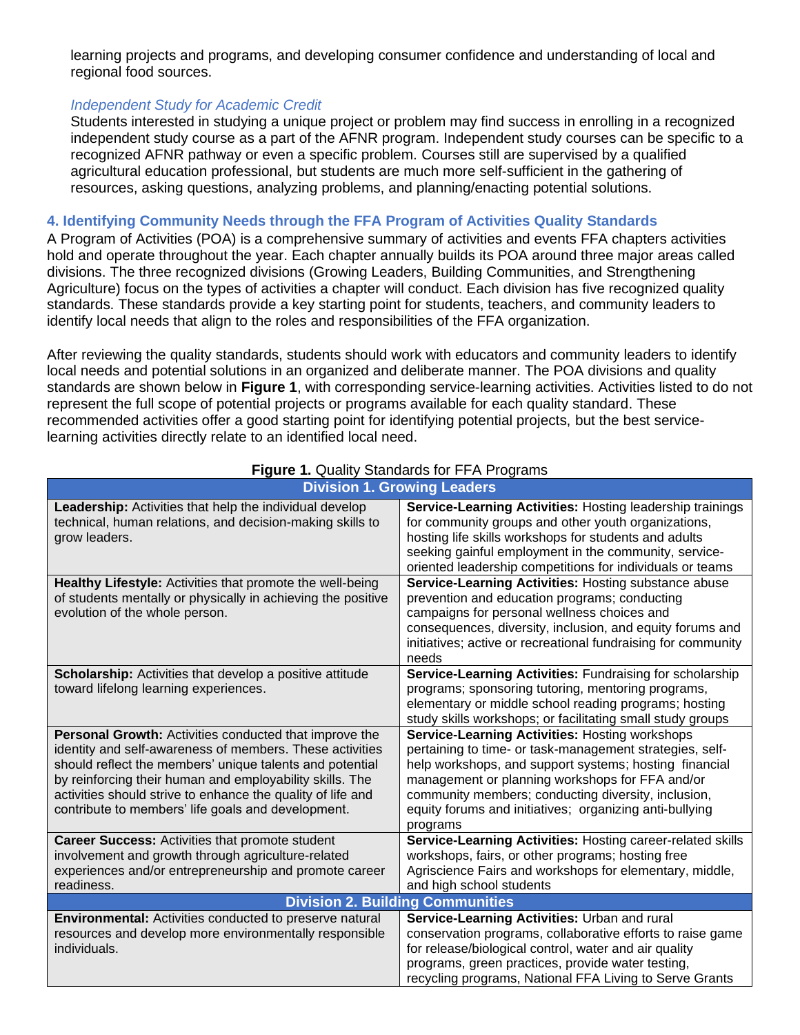learning projects and programs, and developing consumer confidence and understanding of local and regional food sources.

*Independent Study for Academic Credit*

Students interested in studying a unique project or problem may find success in enrolling in a recognized independent study course as a part of the AFNR program. Independent study courses can be specific to a recognized AFNR pathway or even a specific problem. Courses still are supervised by a qualified agricultural education professional, but students are much more self-sufficient in the gathering of resources, asking questions, analyzing problems, and planning/enacting potential solutions.

## 4. Identifying Community Needs through the FFA Program of Activities Quality Standards

A Program of Activities (POA) is a comprehensive summary of activities and events FFA chapters activities hold and operate throughout the year. Each chapter annually builds its POA around three major areas called divisions. The three recognized divisions (Growing Leaders, Building Communities, and Strengthening Agriculture) focus on the types of activities a chapter will conduct. Each division has five recognized quality standards. These standards provide a key starting point for students, teachers, and community leaders to identify local needs that align to the roles and responsibilities of the FFA organization.

After reviewing the quality standards, students should work with educators and community leaders to identify local needs and potential solutions in an organized and deliberate manner. The POA divisions and quality standards are shown below in **Figure 1**, with corresponding service-learning activities. Activities listed to do not represent the full scope of potential projects or programs available for each quality standard. These recommended activities offer a good starting point for identifying potential projects, but the best service-learning activities directly relate to an identified local need.

**Figure 1.** Quality Standards for FFA Programs

| **Division 1. Growing Leaders** | |
|---|---|
| **Leadership:** Activities that help the individual develop technical, human relations, and decision-making skills to grow leaders. | **Service-Learning Activities:** Hosting leadership trainings for community groups and other youth organizations, hosting life skills workshops for students and adults seeking gainful employment in the community, service-oriented leadership competitions for individuals or teams |
| **Healthy Lifestyle:** Activities that promote the well-being of students mentally or physically in achieving the positive evolution of the whole person. | **Service-Learning Activities:** Hosting substance abuse prevention and education programs; conducting campaigns for personal wellness choices and consequences, diversity, inclusion, and equity forums and initiatives; active or recreational fundraising for community needs |
| **Scholarship:** Activities that develop a positive attitude toward lifelong learning experiences. | **Service-Learning Activities:** Fundraising for scholarship programs; sponsoring tutoring, mentoring programs, elementary or middle school reading programs; hosting study skills workshops; or facilitating small study groups |
| **Personal Growth:** Activities conducted that improve the identity and self-awareness of members. These activities should reflect the members' unique talents and potential by reinforcing their human and employability skills. The activities should strive to enhance the quality of life and contribute to members' life goals and development. | **Service-Learning Activities:** Hosting workshops pertaining to time- or task-management strategies, self-help workshops, and support systems; hosting financial management or planning workshops for FFA and/or community members; conducting diversity, inclusion, equity forums and initiatives; organizing anti-bullying programs |
| **Career Success:** Activities that promote student involvement and growth through agriculture-related experiences and/or entrepreneurship and promote career readiness. | **Service-Learning Activities:** Hosting career-related skills workshops, fairs, or other programs; hosting free Agriscience Fairs and workshops for elementary, middle, and high school students |
| **Division 2. Building Communities** | |
| **Environmental:** Activities conducted to preserve natural resources and develop more environmentally responsible individuals. | **Service-Learning Activities:** Urban and rural conservation programs, collaborative efforts to raise game for release/biological control, water and air quality programs, green practices, provide water testing, recycling programs, National FFA Living to Serve Grants |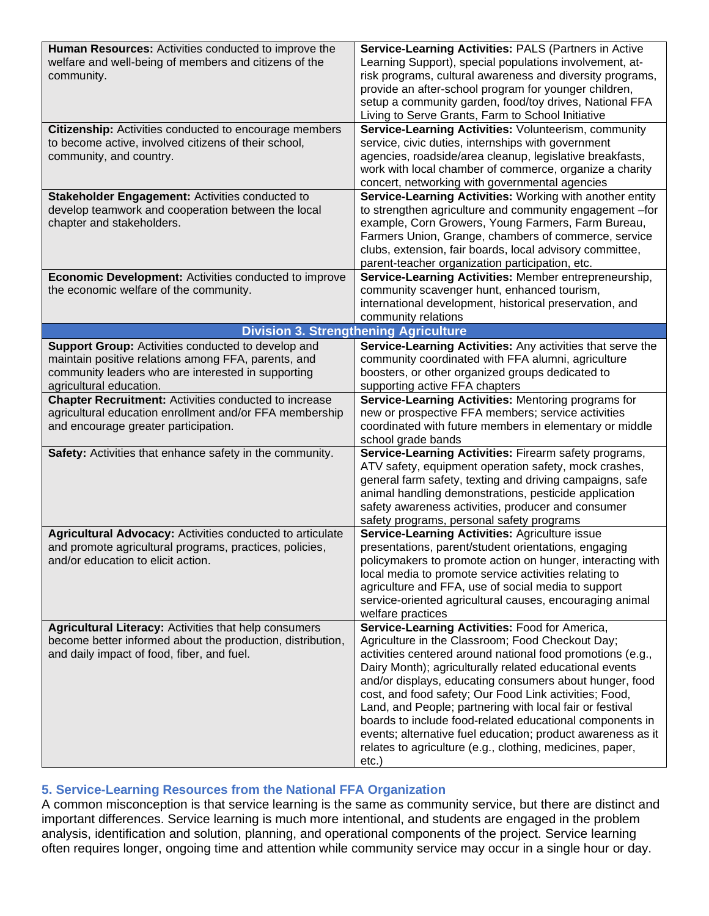| | |
|---|---|
| **Human Resources:** Activities conducted to improve the welfare and well-being of members and citizens of the community. | **Service-Learning Activities:** PALS (Partners in Active Learning Support), special populations involvement, at-risk programs, cultural awareness and diversity programs, provide an after-school program for younger children, setup a community garden, food/toy drives, National FFA Living to Serve Grants, Farm to School Initiative |
| **Citizenship:** Activities conducted to encourage members to become active, involved citizens of their school, community, and country. | **Service-Learning Activities:** Volunteerism, community service, civic duties, internships with government agencies, roadside/area cleanup, legislative breakfasts, work with local chamber of commerce, organize a charity concert, networking with governmental agencies |
| **Stakeholder Engagement:** Activities conducted to develop teamwork and cooperation between the local chapter and stakeholders. | **Service-Learning Activities:** Working with another entity to strengthen agriculture and community engagement –for example, Corn Growers, Young Farmers, Farm Bureau, Farmers Union, Grange, chambers of commerce, service clubs, extension, fair boards, local advisory committee, parent-teacher organization participation, etc. |
| **Economic Development:** Activities conducted to improve the economic welfare of the community. | **Service-Learning Activities:** Member entrepreneurship, community scavenger hunt, enhanced tourism, international development, historical preservation, and community relations |
| **Division 3. Strengthening Agriculture** | |
| **Support Group:** Activities conducted to develop and maintain positive relations among FFA, parents, and community leaders who are interested in supporting agricultural education. | **Service-Learning Activities:** Any activities that serve the community coordinated with FFA alumni, agriculture boosters, or other organized groups dedicated to supporting active FFA chapters |
| **Chapter Recruitment:** Activities conducted to increase agricultural education enrollment and/or FFA membership and encourage greater participation. | **Service-Learning Activities:** Mentoring programs for new or prospective FFA members; service activities coordinated with future members in elementary or middle school grade bands |
| **Safety:** Activities that enhance safety in the community. | **Service-Learning Activities:** Firearm safety programs, ATV safety, equipment operation safety, mock crashes, general farm safety, texting and driving campaigns, safe animal handling demonstrations, pesticide application safety awareness activities, producer and consumer safety programs, personal safety programs |
| **Agricultural Advocacy:** Activities conducted to articulate and promote agricultural programs, practices, policies, and/or education to elicit action. | **Service-Learning Activities:** Agriculture issue presentations, parent/student orientations, engaging policymakers to promote action on hunger, interacting with local media to promote service activities relating to agriculture and FFA, use of social media to support service-oriented agricultural causes, encouraging animal welfare practices |
| **Agricultural Literacy:** Activities that help consumers become better informed about the production, distribution, and daily impact of food, fiber, and fuel. | **Service-Learning Activities:** Food for America, Agriculture in the Classroom; Food Checkout Day; activities centered around national food promotions (e.g., Dairy Month); agriculturally related educational events and/or displays, educating consumers about hunger, food cost, and food safety; Our Food Link activities; Food, Land, and People; partnering with local fair or festival boards to include food-related educational components in events; alternative fuel education; product awareness as it relates to agriculture (e.g., clothing, medicines, paper, etc.) |

### 5. Service-Learning Resources from the National FFA Organization

A common misconception is that service learning is the same as community service, but there are distinct and important differences. Service learning is much more intentional, and students are engaged in the problem analysis, identification and solution, planning, and operational components of the project. Service learning often requires longer, ongoing time and attention while community service may occur in a single hour or day.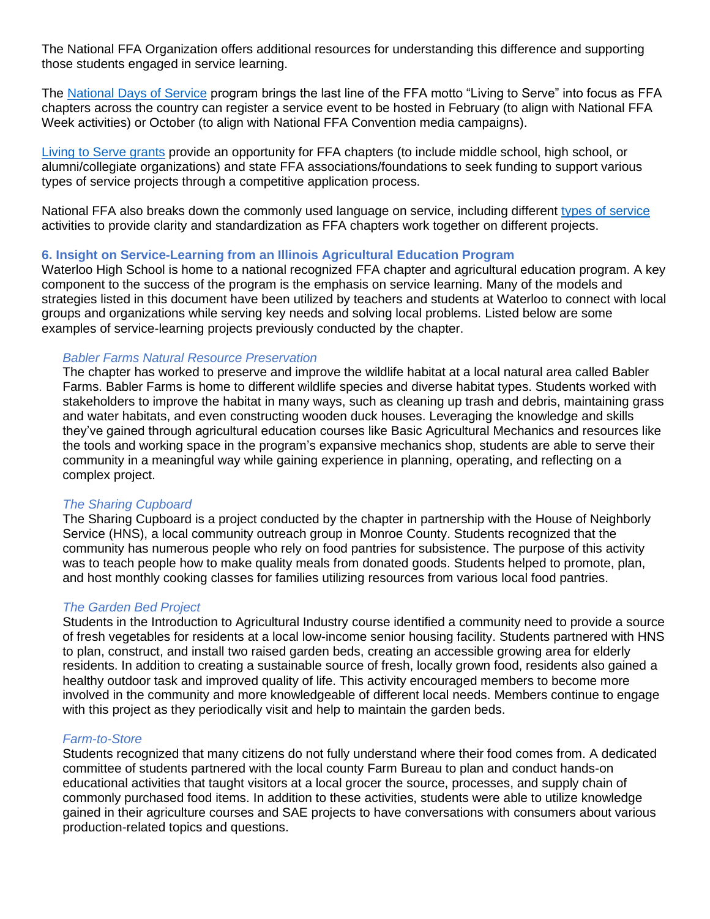The National FFA Organization offers additional resources for understanding this difference and supporting those students engaged in service learning.

The National Days of Service program brings the last line of the FFA motto "Living to Serve" into focus as FFA chapters across the country can register a service event to be hosted in February (to align with National FFA Week activities) or October (to align with National FFA Convention media campaigns).

Living to Serve grants provide an opportunity for FFA chapters (to include middle school, high school, or alumni/collegiate organizations) and state FFA associations/foundations to seek funding to support various types of service projects through a competitive application process.

National FFA also breaks down the commonly used language on service, including different types of service activities to provide clarity and standardization as FFA chapters work together on different projects.

## 6. Insight on Service-Learning from an Illinois Agricultural Education Program

Waterloo High School is home to a national recognized FFA chapter and agricultural education program. A key component to the success of the program is the emphasis on service learning. Many of the models and strategies listed in this document have been utilized by teachers and students at Waterloo to connect with local groups and organizations while serving key needs and solving local problems. Listed below are some examples of service-learning projects previously conducted by the chapter.

*Babler Farms Natural Resource Preservation*

The chapter has worked to preserve and improve the wildlife habitat at a local natural area called Babler Farms. Babler Farms is home to different wildlife species and diverse habitat types. Students worked with stakeholders to improve the habitat in many ways, such as cleaning up trash and debris, maintaining grass and water habitats, and even constructing wooden duck houses. Leveraging the knowledge and skills they've gained through agricultural education courses like Basic Agricultural Mechanics and resources like the tools and working space in the program's expansive mechanics shop, students are able to serve their community in a meaningful way while gaining experience in planning, operating, and reflecting on a complex project.

*The Sharing Cupboard*

The Sharing Cupboard is a project conducted by the chapter in partnership with the House of Neighborly Service (HNS), a local community outreach group in Monroe County. Students recognized that the community has numerous people who rely on food pantries for subsistence. The purpose of this activity was to teach people how to make quality meals from donated goods. Students helped to promote, plan, and host monthly cooking classes for families utilizing resources from various local food pantries.

*The Garden Bed Project*

Students in the Introduction to Agricultural Industry course identified a community need to provide a source of fresh vegetables for residents at a local low-income senior housing facility. Students partnered with HNS to plan, construct, and install two raised garden beds, creating an accessible growing area for elderly residents. In addition to creating a sustainable source of fresh, locally grown food, residents also gained a healthy outdoor task and improved quality of life. This activity encouraged members to become more involved in the community and more knowledgeable of different local needs. Members continue to engage with this project as they periodically visit and help to maintain the garden beds.

*Farm-to-Store*

Students recognized that many citizens do not fully understand where their food comes from. A dedicated committee of students partnered with the local county Farm Bureau to plan and conduct hands-on educational activities that taught visitors at a local grocer the source, processes, and supply chain of commonly purchased food items. In addition to these activities, students were able to utilize knowledge gained in their agriculture courses and SAE projects to have conversations with consumers about various production-related topics and questions.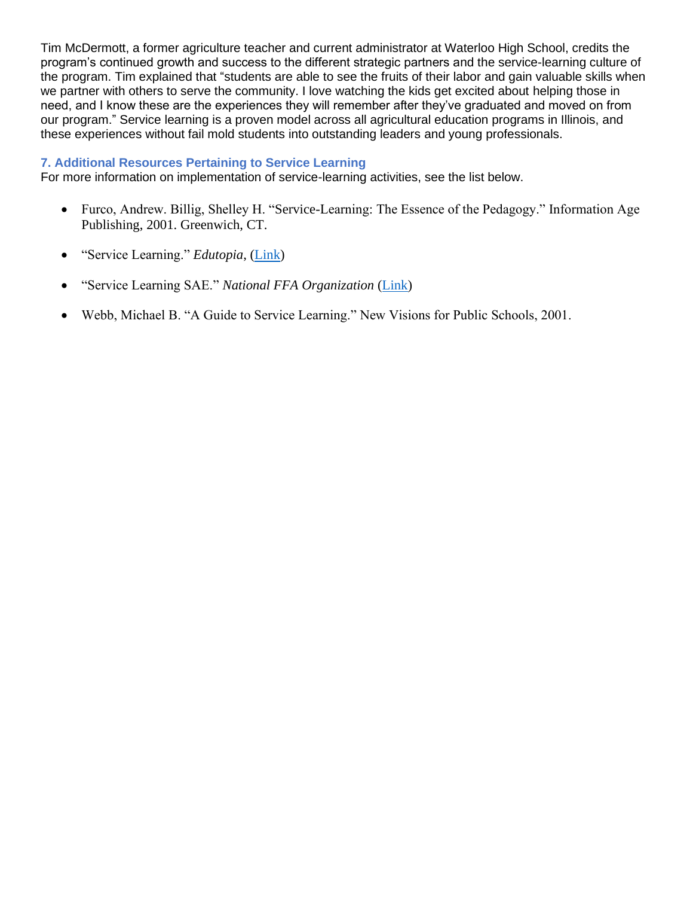Tim McDermott, a former agriculture teacher and current administrator at Waterloo High School, credits the program's continued growth and success to the different strategic partners and the service-learning culture of the program. Tim explained that "students are able to see the fruits of their labor and gain valuable skills when we partner with others to serve the community. I love watching the kids get excited about helping those in need, and I know these are the experiences they will remember after they've graduated and moved on from our program." Service learning is a proven model across all agricultural education programs in Illinois, and these experiences without fail mold students into outstanding leaders and young professionals.

### 7. Additional Resources Pertaining to Service Learning

For more information on implementation of service-learning activities, see the list below.

- Furco, Andrew. Billig, Shelley H. "Service-Learning: The Essence of the Pedagogy." Information Age Publishing, 2001. Greenwich, CT.
- "Service Learning." *Edutopia*, (Link)
- "Service Learning SAE." *National FFA Organization* (Link)
- Webb, Michael B. "A Guide to Service Learning." New Visions for Public Schools, 2001.